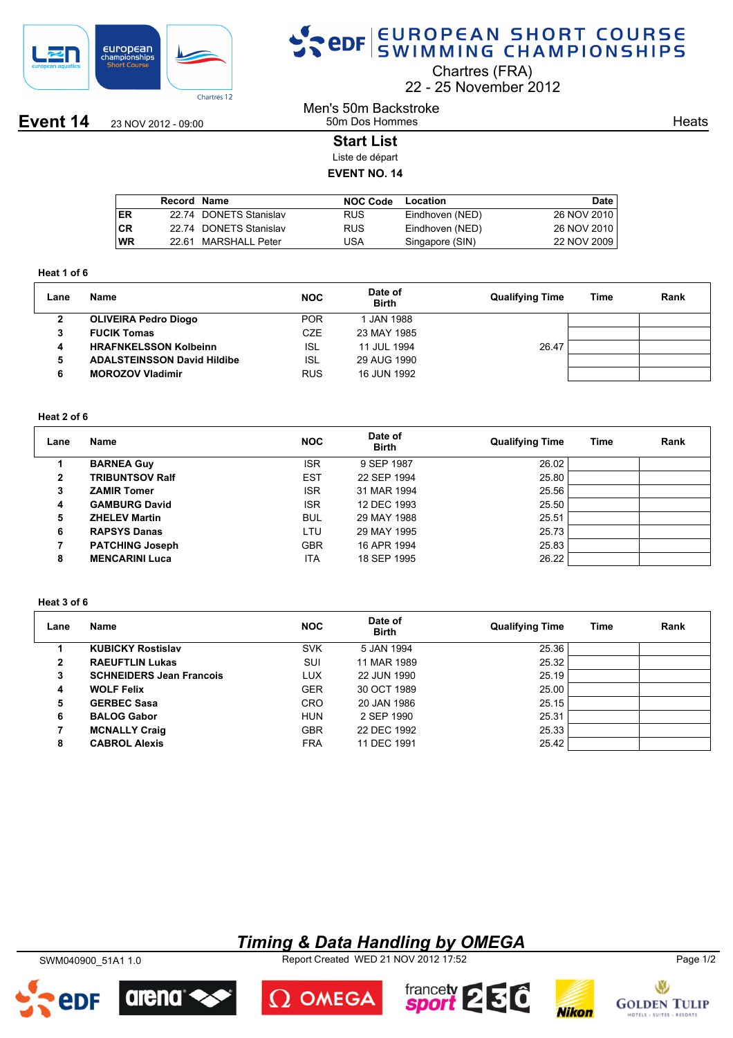# EUROPEAN SHORT COURSE SWIMMING CHAMPIONSHIPS

Chartres (FRA)
22 - 25 November 2012

**Event 14** 23 NOV 2012 - 09:00

Men's 50m Backstroke
50m Dos Hommes

Heats

## Start List

Liste de départ

**EVENT NO. 14**

| Record | | Name | NOC Code | Location | Date |
|---|---|---|---|---|---|
| ER | 22.74 | DONETS Stanislav | RUS | Eindhoven (NED) | 26 NOV 2010 |
| CR | 22.74 | DONETS Stanislav | RUS | Eindhoven (NED) | 26 NOV 2010 |
| WR | 22.61 | MARSHALL Peter | USA | Singapore (SIN) | 22 NOV 2009 |

### Heat 1 of 6

| Lane | Name | NOC | Date of Birth | Qualifying Time | Time | Rank |
|---|---|---|---|---|---|---|
| 2 | **OLIVEIRA Pedro Diogo** | POR | 1 JAN 1988 | | | |
| 3 | **FUCIK Tomas** | CZE | 23 MAY 1985 | | | |
| 4 | **HRAFNKELSSON Kolbeinn** | ISL | 11 JUL 1994 | 26.47 | | |
| 5 | **ADALSTEINSSON David Hildibe** | ISL | 29 AUG 1990 | | | |
| 6 | **MOROZOV Vladimir** | RUS | 16 JUN 1992 | | | |

### Heat 2 of 6

| Lane | Name | NOC | Date of Birth | Qualifying Time | Time | Rank |
|---|---|---|---|---|---|---|
| 1 | **BARNEA Guy** | ISR | 9 SEP 1987 | 26.02 | | |
| 2 | **TRIBUNTSOV Ralf** | EST | 22 SEP 1994 | 25.80 | | |
| 3 | **ZAMIR Tomer** | ISR | 31 MAR 1994 | 25.56 | | |
| 4 | **GAMBURG David** | ISR | 12 DEC 1993 | 25.50 | | |
| 5 | **ZHELEV Martin** | BUL | 29 MAY 1988 | 25.51 | | |
| 6 | **RAPSYS Danas** | LTU | 29 MAY 1995 | 25.73 | | |
| 7 | **PATCHING Joseph** | GBR | 16 APR 1994 | 25.83 | | |
| 8 | **MENCARINI Luca** | ITA | 18 SEP 1995 | 26.22 | | |

### Heat 3 of 6

| Lane | Name | NOC | Date of Birth | Qualifying Time | Time | Rank |
|---|---|---|---|---|---|---|
| 1 | **KUBICKY Rostislav** | SVK | 5 JAN 1994 | 25.36 | | |
| 2 | **RAEUFTLIN Lukas** | SUI | 11 MAR 1989 | 25.32 | | |
| 3 | **SCHNEIDERS Jean Francois** | LUX | 22 JUN 1990 | 25.19 | | |
| 4 | **WOLF Felix** | GER | 30 OCT 1989 | 25.00 | | |
| 5 | **GERBEC Sasa** | CRO | 20 JAN 1986 | 25.15 | | |
| 6 | **BALOG Gabor** | HUN | 2 SEP 1990 | 25.31 | | |
| 7 | **MCNALLY Craig** | GBR | 22 DEC 1992 | 25.33 | | |
| 8 | **CABROL Alexis** | FRA | 11 DEC 1991 | 25.42 | | |

*Timing & Data Handling by OMEGA*

SWM040900_51A1 1.0 Report Created WED 21 NOV 2012 17:52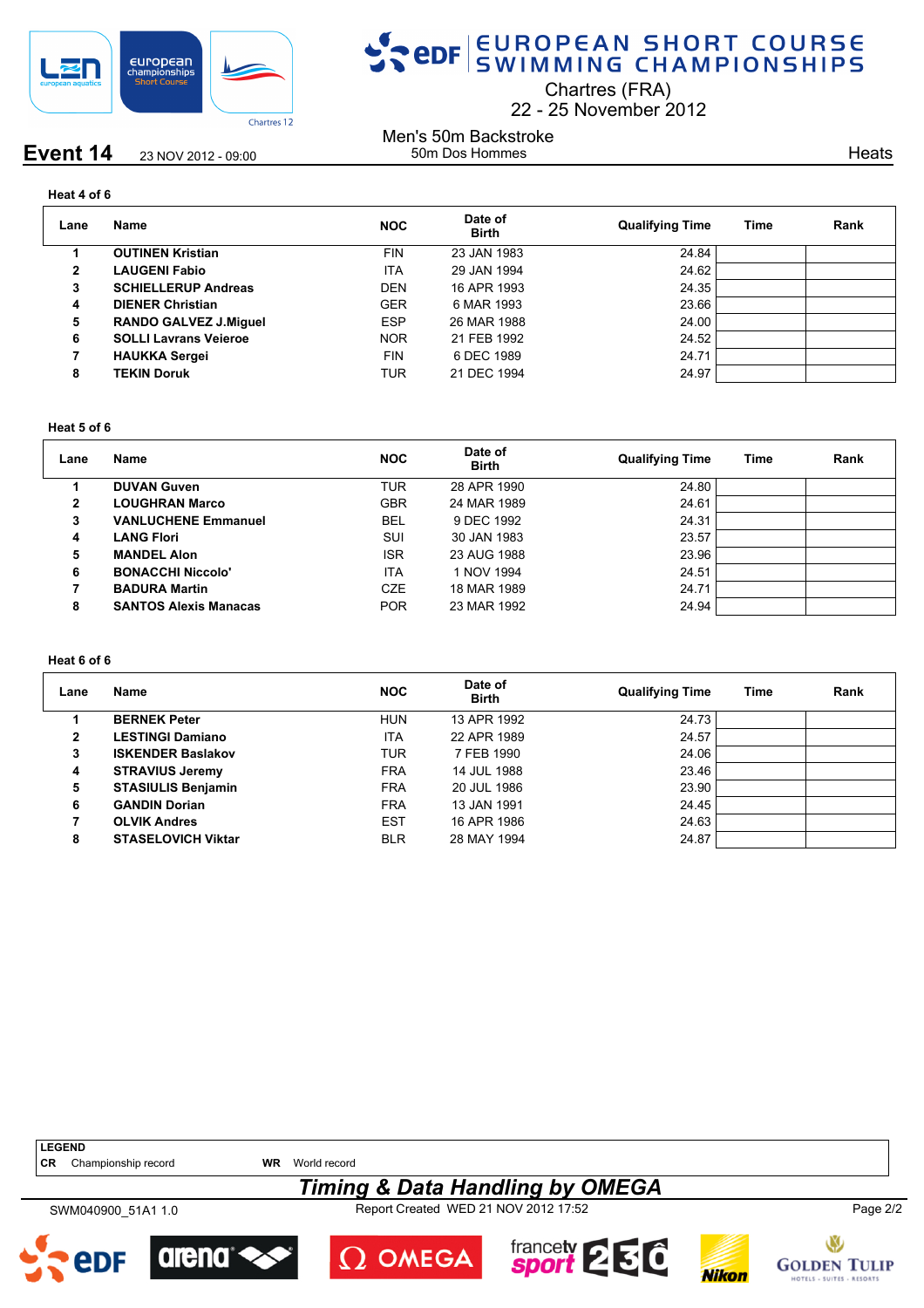# EUROPEAN SHORT COURSE SWIMMING CHAMPIONSHIPS

Chartres (FRA)
22 - 25 November 2012

## Event 14 — 23 NOV 2012 - 09:00

Men's 50m Backstroke
50m Dos Hommes

Heats

### Heat 4 of 6

| Lane | Name | NOC | Date of Birth | Qualifying Time | Time | Rank |
|---|---|---|---|---|---|---|
| 1 | **OUTINEN Kristian** | FIN | 23 JAN 1983 | 24.84 | | |
| 2 | **LAUGENI Fabio** | ITA | 29 JAN 1994 | 24.62 | | |
| 3 | **SCHIELLERUP Andreas** | DEN | 16 APR 1993 | 24.35 | | |
| 4 | **DIENER Christian** | GER | 6 MAR 1993 | 23.66 | | |
| 5 | **RANDO GALVEZ J.Miguel** | ESP | 26 MAR 1988 | 24.00 | | |
| 6 | **SOLLI Lavrans Veieroe** | NOR | 21 FEB 1992 | 24.52 | | |
| 7 | **HAUKKA Sergei** | FIN | 6 DEC 1989 | 24.71 | | |
| 8 | **TEKIN Doruk** | TUR | 21 DEC 1994 | 24.97 | | |

### Heat 5 of 6

| Lane | Name | NOC | Date of Birth | Qualifying Time | Time | Rank |
|---|---|---|---|---|---|---|
| 1 | **DUVAN Guven** | TUR | 28 APR 1990 | 24.80 | | |
| 2 | **LOUGHRAN Marco** | GBR | 24 MAR 1989 | 24.61 | | |
| 3 | **VANLUCHENE Emmanuel** | BEL | 9 DEC 1992 | 24.31 | | |
| 4 | **LANG Flori** | SUI | 30 JAN 1983 | 23.57 | | |
| 5 | **MANDEL Alon** | ISR | 23 AUG 1988 | 23.96 | | |
| 6 | **BONACCHI Niccolo'** | ITA | 1 NOV 1994 | 24.51 | | |
| 7 | **BADURA Martin** | CZE | 18 MAR 1989 | 24.71 | | |
| 8 | **SANTOS Alexis Manacas** | POR | 23 MAR 1992 | 24.94 | | |

### Heat 6 of 6

| Lane | Name | NOC | Date of Birth | Qualifying Time | Time | Rank |
|---|---|---|---|---|---|---|
| 1 | **BERNEK Peter** | HUN | 13 APR 1992 | 24.73 | | |
| 2 | **LESTINGI Damiano** | ITA | 22 APR 1989 | 24.57 | | |
| 3 | **ISKENDER Baslakov** | TUR | 7 FEB 1990 | 24.06 | | |
| 4 | **STRAVIUS Jeremy** | FRA | 14 JUL 1988 | 23.46 | | |
| 5 | **STASIULIS Benjamin** | FRA | 20 JUL 1986 | 23.90 | | |
| 6 | **GANDIN Dorian** | FRA | 13 JAN 1991 | 24.45 | | |
| 7 | **OLVIK Andres** | EST | 16 APR 1986 | 24.63 | | |
| 8 | **STASELOVICH Viktar** | BLR | 28 MAY 1994 | 24.87 | | |

**LEGEND**
**CR** Championship record  **WR** World record

*Timing & Data Handling by OMEGA*

SWM040900_51A1 1.0 — Report Created WED 21 NOV 2012 17:52